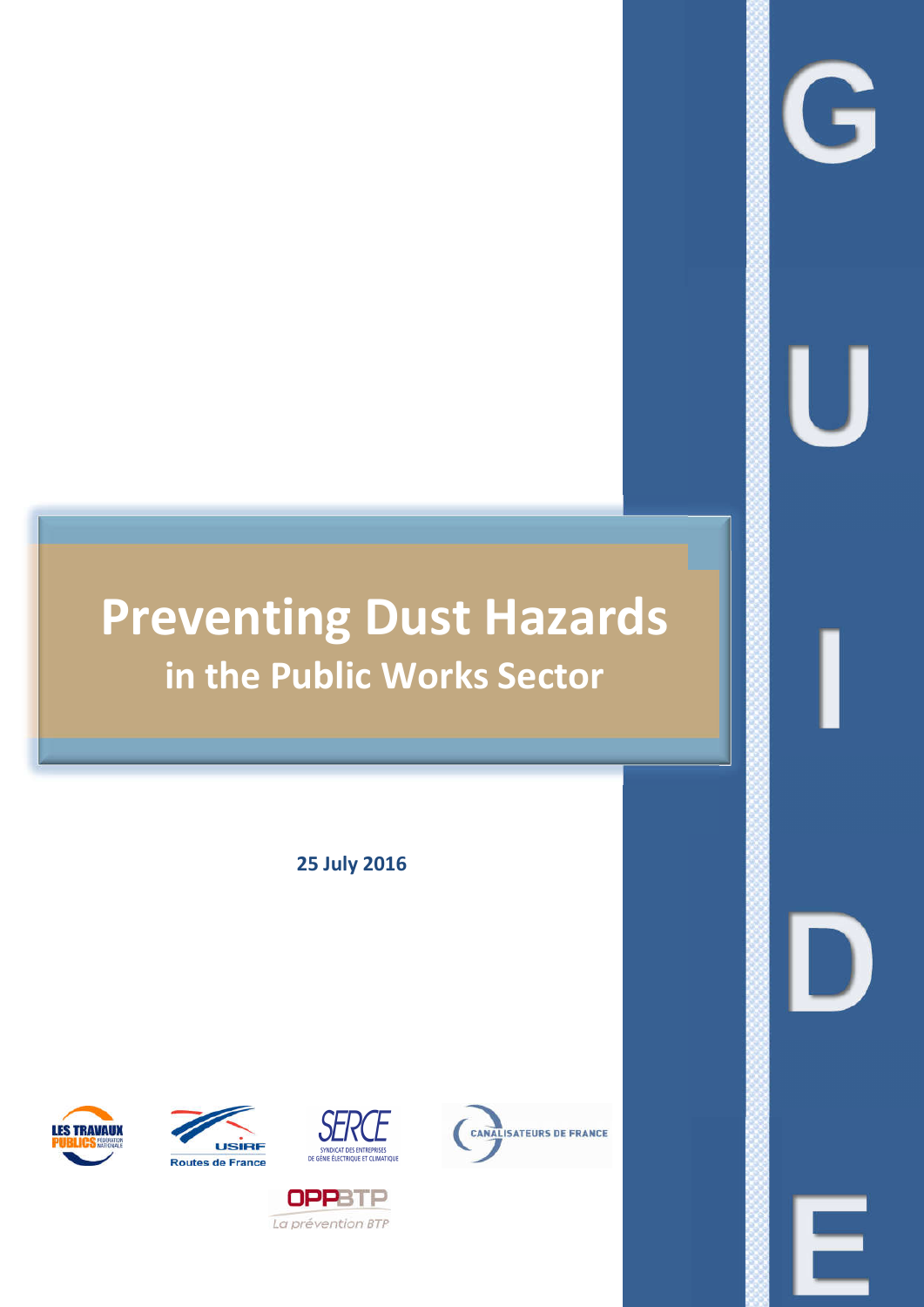# Preventing Dust Hazards

## in the Public Works Sector

**25 July 2016**

GUIDE

LES TRAVAUX PUBLICS FÉDÉRATION NATIONALE

USIRF Routes de France

SERCE SYNDICAT DES ENTREPRISES DE GÉNIE ÉLECTRIQUE ET CLIMATIQUE

CANALISATEURS DE FRANCE

OPPBTP La prévention BTP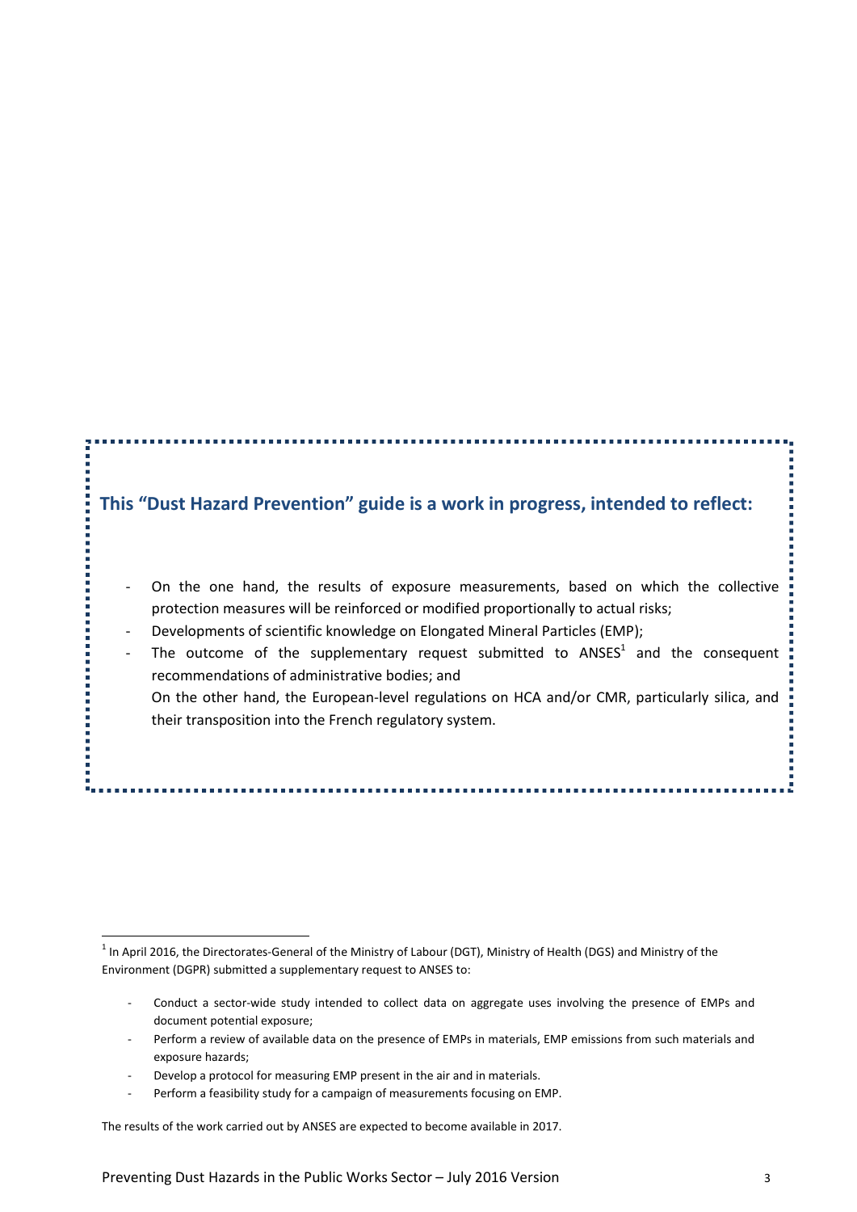**This “Dust Hazard Prevention” guide is a work in progress, intended to reflect:**

- On the one hand, the results of exposure measurements, based on which the collective protection measures will be reinforced or modified proportionally to actual risks;
- Developments of scientific knowledge on Elongated Mineral Particles (EMP);
- The outcome of the supplementary request submitted to ANSES[1] and the consequent recommendations of administrative bodies; and

  On the other hand, the European-level regulations on HCA and/or CMR, particularly silica, and their transposition into the French regulatory system.

[1] In April 2016, the Directorates-General of the Ministry of Labour (DGT), Ministry of Health (DGS) and Ministry of the Environment (DGPR) submitted a supplementary request to ANSES to:

- Conduct a sector-wide study intended to collect data on aggregate uses involving the presence of EMPs and document potential exposure;
- Perform a review of available data on the presence of EMPs in materials, EMP emissions from such materials and exposure hazards;
- Develop a protocol for measuring EMP present in the air and in materials.
- Perform a feasibility study for a campaign of measurements focusing on EMP.

The results of the work carried out by ANSES are expected to become available in 2017.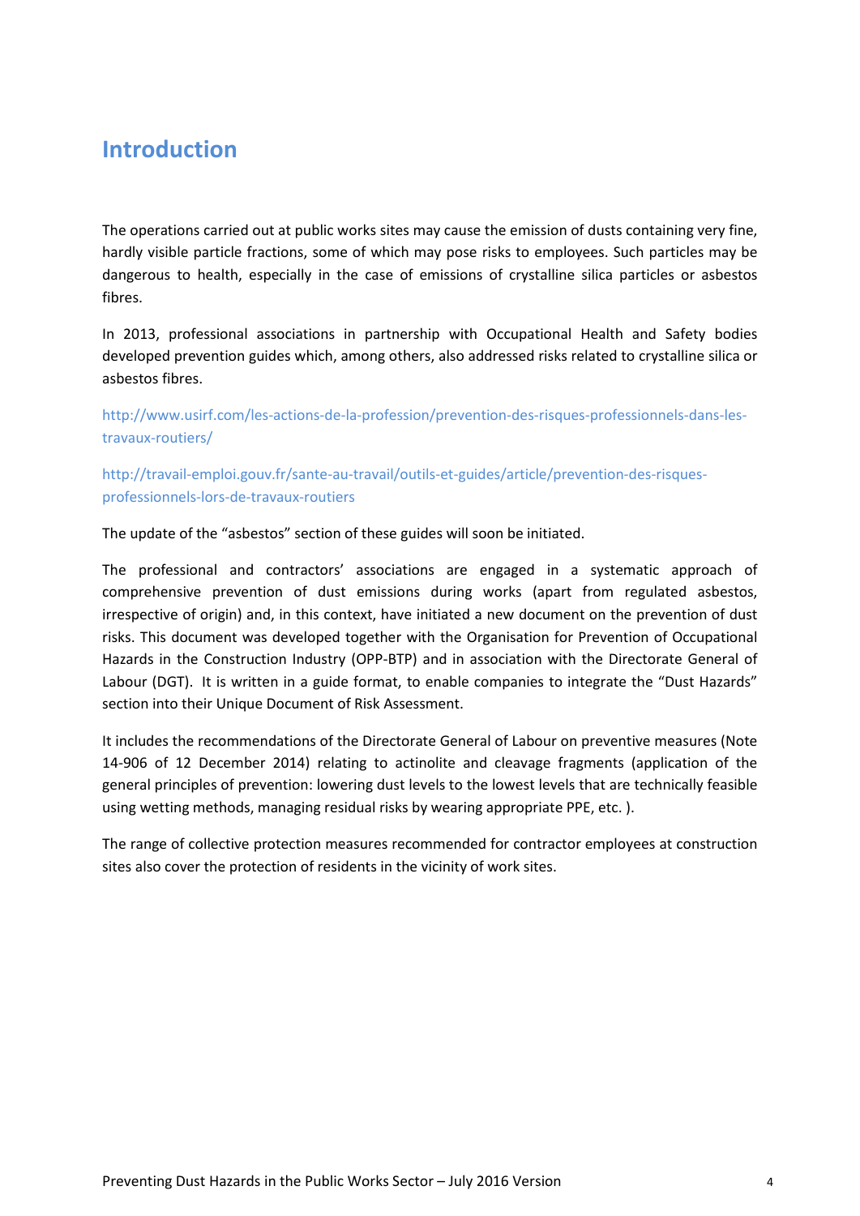# Introduction

The operations carried out at public works sites may cause the emission of dusts containing very fine, hardly visible particle fractions, some of which may pose risks to employees. Such particles may be dangerous to health, especially in the case of emissions of crystalline silica particles or asbestos fibres.

In 2013, professional associations in partnership with Occupational Health and Safety bodies developed prevention guides which, among others, also addressed risks related to crystalline silica or asbestos fibres.

http://www.usirf.com/les-actions-de-la-profession/prevention-des-risques-professionnels-dans-les-travaux-routiers/

http://travail-emploi.gouv.fr/sante-au-travail/outils-et-guides/article/prevention-des-risques-professionnels-lors-de-travaux-routiers

The update of the "asbestos" section of these guides will soon be initiated.

The professional and contractors' associations are engaged in a systematic approach of comprehensive prevention of dust emissions during works (apart from regulated asbestos, irrespective of origin) and, in this context, have initiated a new document on the prevention of dust risks. This document was developed together with the Organisation for Prevention of Occupational Hazards in the Construction Industry (OPP-BTP) and in association with the Directorate General of Labour (DGT). It is written in a guide format, to enable companies to integrate the "Dust Hazards" section into their Unique Document of Risk Assessment.

It includes the recommendations of the Directorate General of Labour on preventive measures (Note 14-906 of 12 December 2014) relating to actinolite and cleavage fragments (application of the general principles of prevention: lowering dust levels to the lowest levels that are technically feasible using wetting methods, managing residual risks by wearing appropriate PPE, etc. ).

The range of collective protection measures recommended for contractor employees at construction sites also cover the protection of residents in the vicinity of work sites.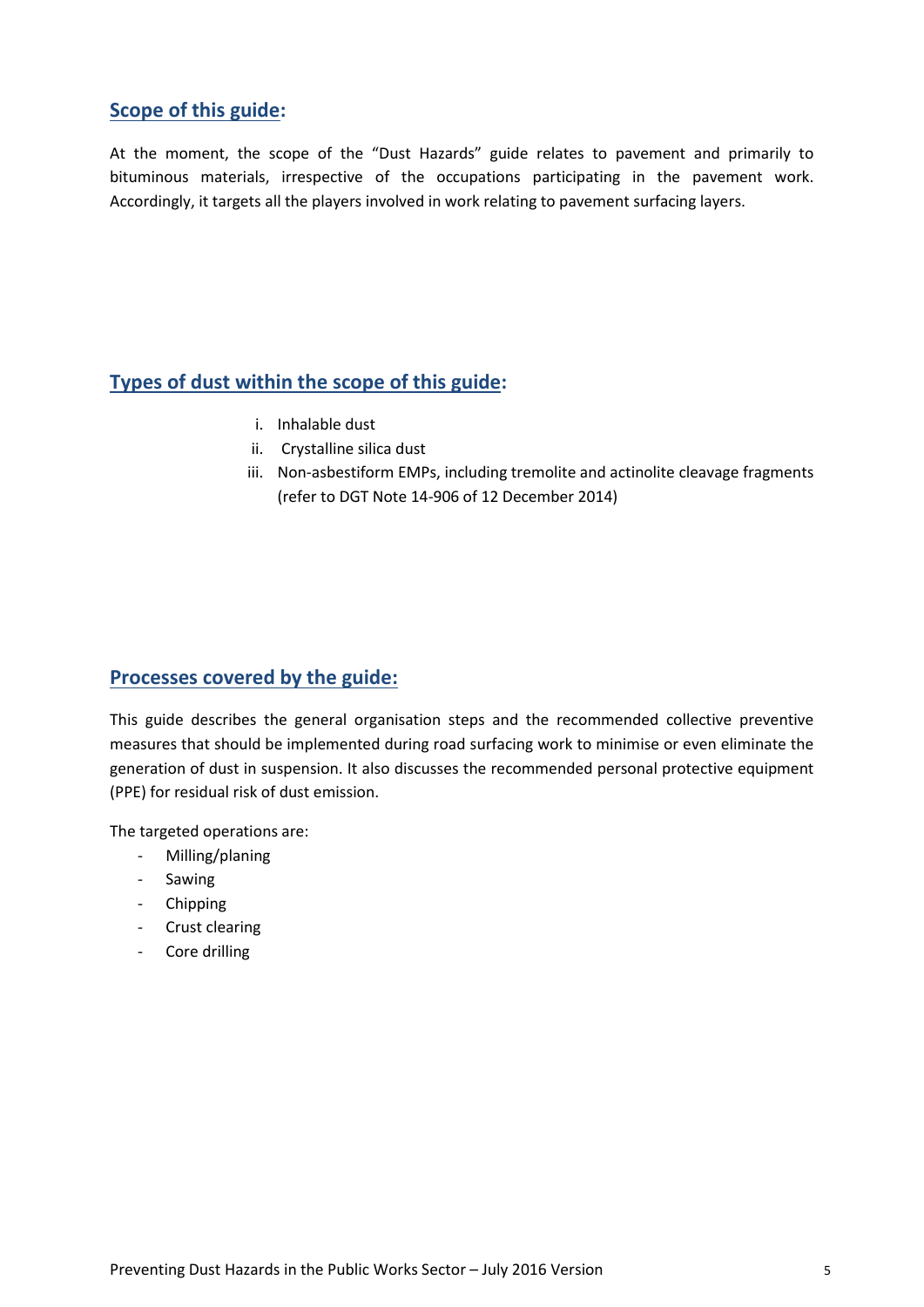## Scope of this guide:

At the moment, the scope of the "Dust Hazards" guide relates to pavement and primarily to bituminous materials, irrespective of the occupations participating in the pavement work. Accordingly, it targets all the players involved in work relating to pavement surfacing layers.

## Types of dust within the scope of this guide:

i. Inhalable dust
ii. Crystalline silica dust
iii. Non-asbestiform EMPs, including tremolite and actinolite cleavage fragments (refer to DGT Note 14-906 of 12 December 2014)

## Processes covered by the guide:

This guide describes the general organisation steps and the recommended collective preventive measures that should be implemented during road surfacing work to minimise or even eliminate the generation of dust in suspension. It also discusses the recommended personal protective equipment (PPE) for residual risk of dust emission.

The targeted operations are:

- Milling/planing
- Sawing
- Chipping
- Crust clearing
- Core drilling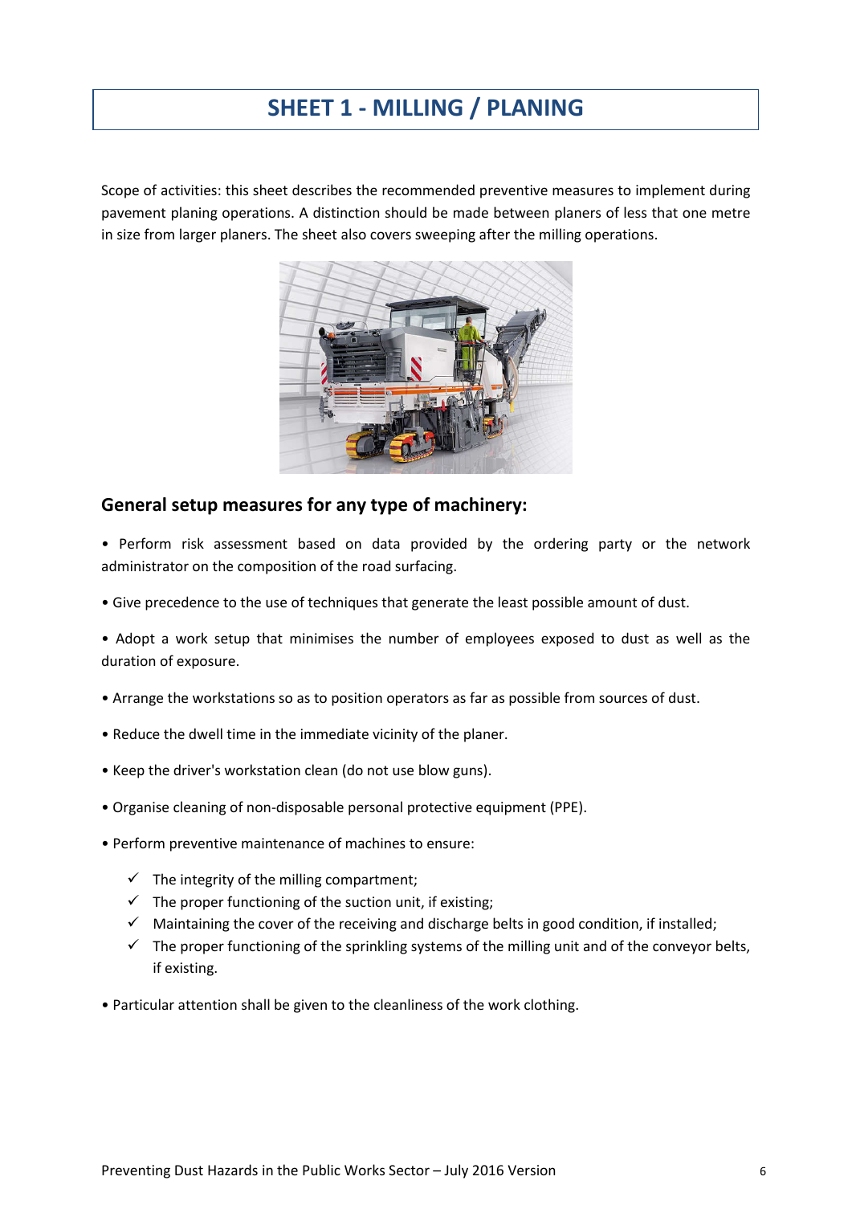# SHEET 1 - MILLING / PLANING

Scope of activities: this sheet describes the recommended preventive measures to implement during pavement planing operations. A distinction should be made between planers of less that one metre in size from larger planers. The sheet also covers sweeping after the milling operations.

## General setup measures for any type of machinery:

- Perform risk assessment based on data provided by the ordering party or the network administrator on the composition of the road surfacing.
- Give precedence to the use of techniques that generate the least possible amount of dust.
- Adopt a work setup that minimises the number of employees exposed to dust as well as the duration of exposure.
- Arrange the workstations so as to position operators as far as possible from sources of dust.
- Reduce the dwell time in the immediate vicinity of the planer.
- Keep the driver's workstation clean (do not use blow guns).
- Organise cleaning of non-disposable personal protective equipment (PPE).
- Perform preventive maintenance of machines to ensure:
  - ✓ The integrity of the milling compartment;
  - ✓ The proper functioning of the suction unit, if existing;
  - ✓ Maintaining the cover of the receiving and discharge belts in good condition, if installed;
  - ✓ The proper functioning of the sprinkling systems of the milling unit and of the conveyor belts, if existing.
- Particular attention shall be given to the cleanliness of the work clothing.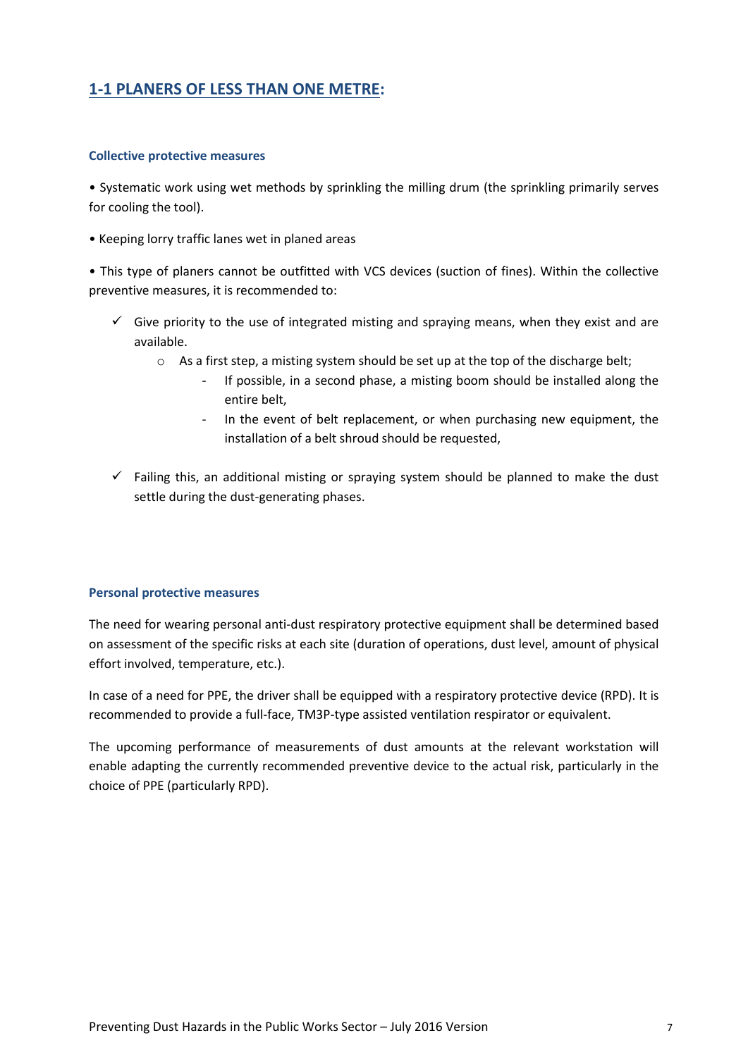## 1-1 PLANERS OF LESS THAN ONE METRE:

### Collective protective measures

- Systematic work using wet methods by sprinkling the milling drum (the sprinkling primarily serves for cooling the tool).

- Keeping lorry traffic lanes wet in planed areas

- This type of planers cannot be outfitted with VCS devices (suction of fines). Within the collective preventive measures, it is recommended to:

  - ✓ Give priority to the use of integrated misting and spraying means, when they exist and are available.
    - As a first step, a misting system should be set up at the top of the discharge belt;
      - If possible, in a second phase, a misting boom should be installed along the entire belt,
      - In the event of belt replacement, or when purchasing new equipment, the installation of a belt shroud should be requested,

  - ✓ Failing this, an additional misting or spraying system should be planned to make the dust settle during the dust-generating phases.

### Personal protective measures

The need for wearing personal anti-dust respiratory protective equipment shall be determined based on assessment of the specific risks at each site (duration of operations, dust level, amount of physical effort involved, temperature, etc.).

In case of a need for PPE, the driver shall be equipped with a respiratory protective device (RPD). It is recommended to provide a full-face, TM3P-type assisted ventilation respirator or equivalent.

The upcoming performance of measurements of dust amounts at the relevant workstation will enable adapting the currently recommended preventive device to the actual risk, particularly in the choice of PPE (particularly RPD).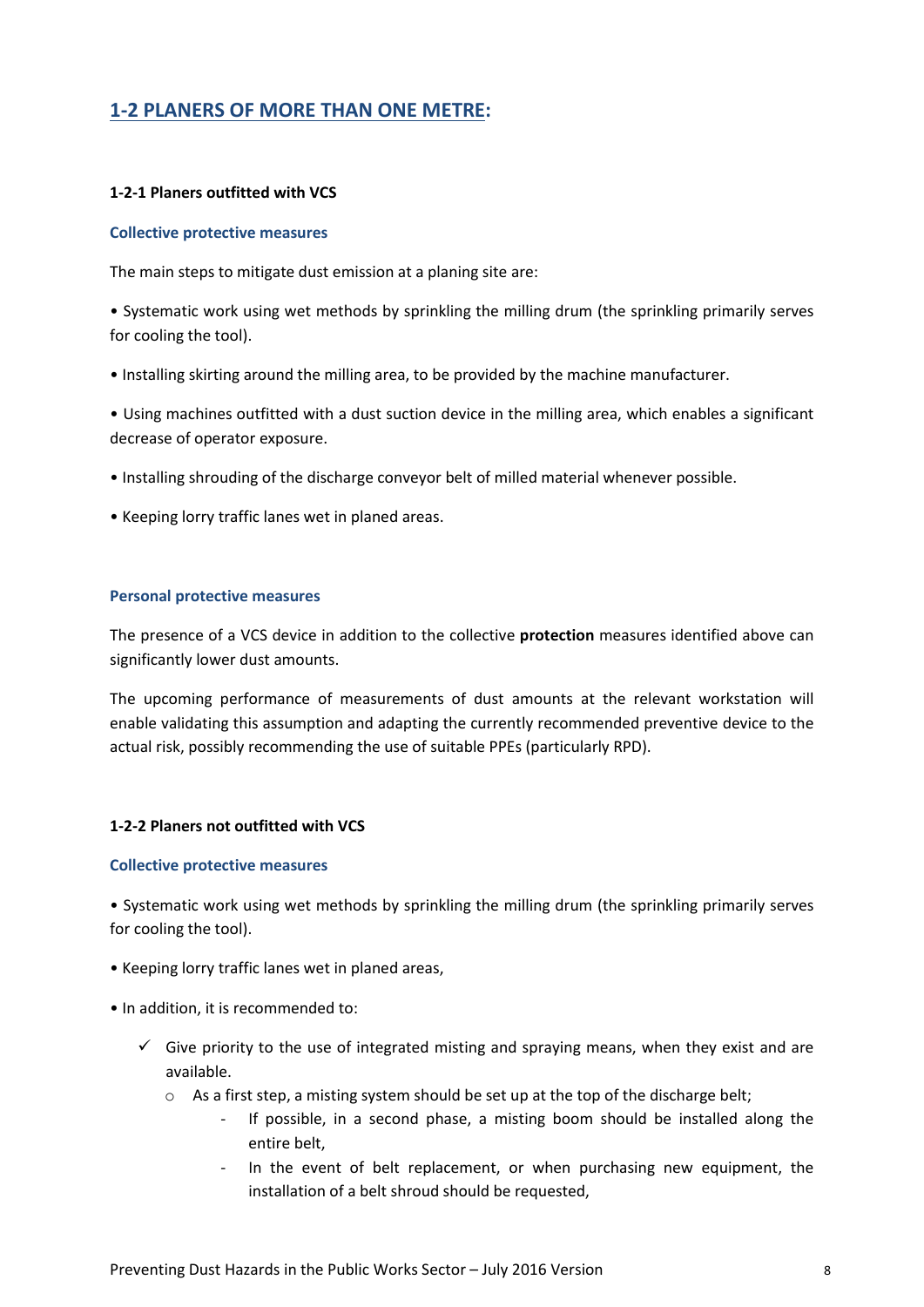## 1-2 PLANERS OF MORE THAN ONE METRE:

### 1-2-1 Planers outfitted with VCS

#### Collective protective measures

The main steps to mitigate dust emission at a planing site are:

- Systematic work using wet methods by sprinkling the milling drum (the sprinkling primarily serves for cooling the tool).
- Installing skirting around the milling area, to be provided by the machine manufacturer.
- Using machines outfitted with a dust suction device in the milling area, which enables a significant decrease of operator exposure.
- Installing shrouding of the discharge conveyor belt of milled material whenever possible.
- Keeping lorry traffic lanes wet in planed areas.

#### Personal protective measures

The presence of a VCS device in addition to the collective **protection** measures identified above can significantly lower dust amounts.

The upcoming performance of measurements of dust amounts at the relevant workstation will enable validating this assumption and adapting the currently recommended preventive device to the actual risk, possibly recommending the use of suitable PPEs (particularly RPD).

### 1-2-2 Planers not outfitted with VCS

#### Collective protective measures

- Systematic work using wet methods by sprinkling the milling drum (the sprinkling primarily serves for cooling the tool).
- Keeping lorry traffic lanes wet in planed areas,
- In addition, it is recommended to:
  - ✓ Give priority to the use of integrated misting and spraying means, when they exist and are available.
    - As a first step, a misting system should be set up at the top of the discharge belt;
      - If possible, in a second phase, a misting boom should be installed along the entire belt,
      - In the event of belt replacement, or when purchasing new equipment, the installation of a belt shroud should be requested,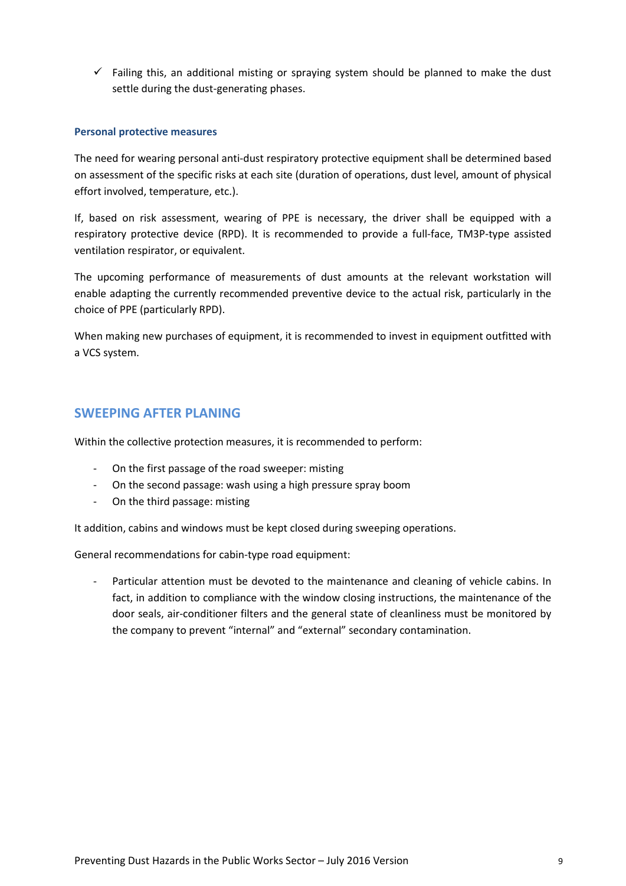- ✓ Failing this, an additional misting or spraying system should be planned to make the dust settle during the dust-generating phases.

### Personal protective measures

The need for wearing personal anti-dust respiratory protective equipment shall be determined based on assessment of the specific risks at each site (duration of operations, dust level, amount of physical effort involved, temperature, etc.).

If, based on risk assessment, wearing of PPE is necessary, the driver shall be equipped with a respiratory protective device (RPD). It is recommended to provide a full-face, TM3P-type assisted ventilation respirator, or equivalent.

The upcoming performance of measurements of dust amounts at the relevant workstation will enable adapting the currently recommended preventive device to the actual risk, particularly in the choice of PPE (particularly RPD).

When making new purchases of equipment, it is recommended to invest in equipment outfitted with a VCS system.

## SWEEPING AFTER PLANING

Within the collective protection measures, it is recommended to perform:

- On the first passage of the road sweeper: misting
- On the second passage: wash using a high pressure spray boom
- On the third passage: misting

It addition, cabins and windows must be kept closed during sweeping operations.

General recommendations for cabin-type road equipment:

- Particular attention must be devoted to the maintenance and cleaning of vehicle cabins. In fact, in addition to compliance with the window closing instructions, the maintenance of the door seals, air-conditioner filters and the general state of cleanliness must be monitored by the company to prevent "internal" and "external" secondary contamination.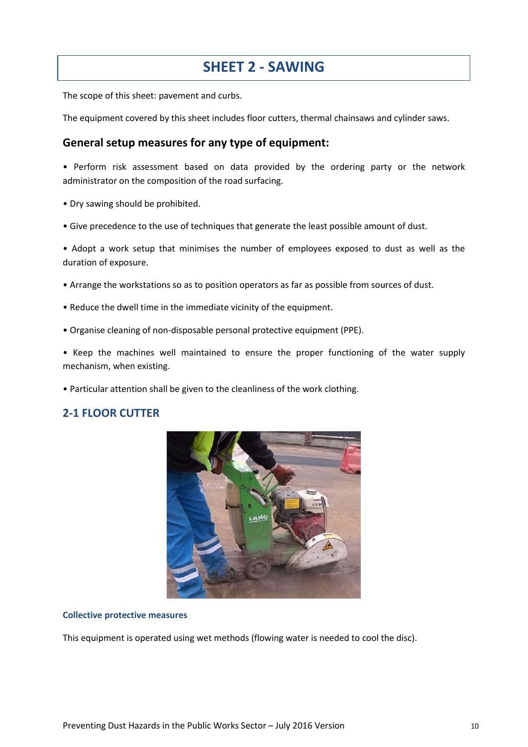# SHEET 2 - SAWING

The scope of this sheet: pavement and curbs.

The equipment covered by this sheet includes floor cutters, thermal chainsaws and cylinder saws.

## General setup measures for any type of equipment:

- Perform risk assessment based on data provided by the ordering party or the network administrator on the composition of the road surfacing.
- Dry sawing should be prohibited.
- Give precedence to the use of techniques that generate the least possible amount of dust.
- Adopt a work setup that minimises the number of employees exposed to dust as well as the duration of exposure.
- Arrange the workstations so as to position operators as far as possible from sources of dust.
- Reduce the dwell time in the immediate vicinity of the equipment.
- Organise cleaning of non-disposable personal protective equipment (PPE).
- Keep the machines well maintained to ensure the proper functioning of the water supply mechanism, when existing.
- Particular attention shall be given to the cleanliness of the work clothing.

## 2-1 FLOOR CUTTER

#### Collective protective measures

This equipment is operated using wet methods (flowing water is needed to cool the disc).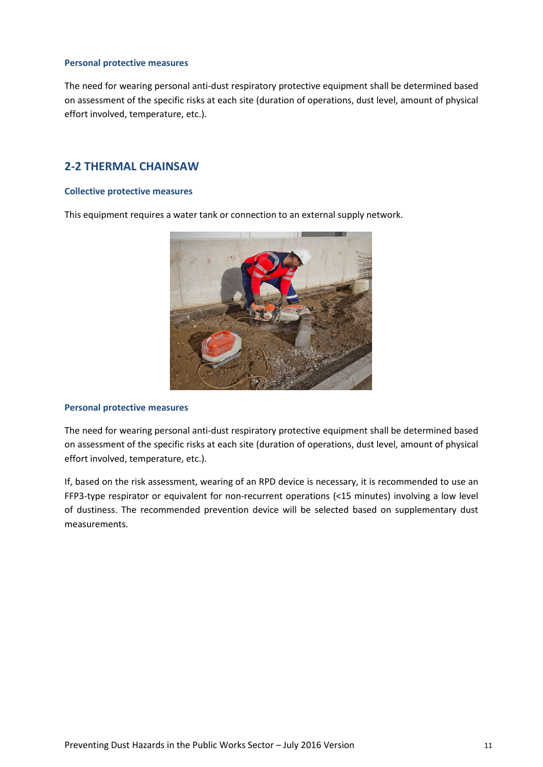#### Personal protective measures

The need for wearing personal anti-dust respiratory protective equipment shall be determined based on assessment of the specific risks at each site (duration of operations, dust level, amount of physical effort involved, temperature, etc.).

## 2-2 THERMAL CHAINSAW

#### Collective protective measures

This equipment requires a water tank or connection to an external supply network.

#### Personal protective measures

The need for wearing personal anti-dust respiratory protective equipment shall be determined based on assessment of the specific risks at each site (duration of operations, dust level, amount of physical effort involved, temperature, etc.).

If, based on the risk assessment, wearing of an RPD device is necessary, it is recommended to use an FFP3-type respirator or equivalent for non-recurrent operations (<15 minutes) involving a low level of dustiness. The recommended prevention device will be selected based on supplementary dust measurements.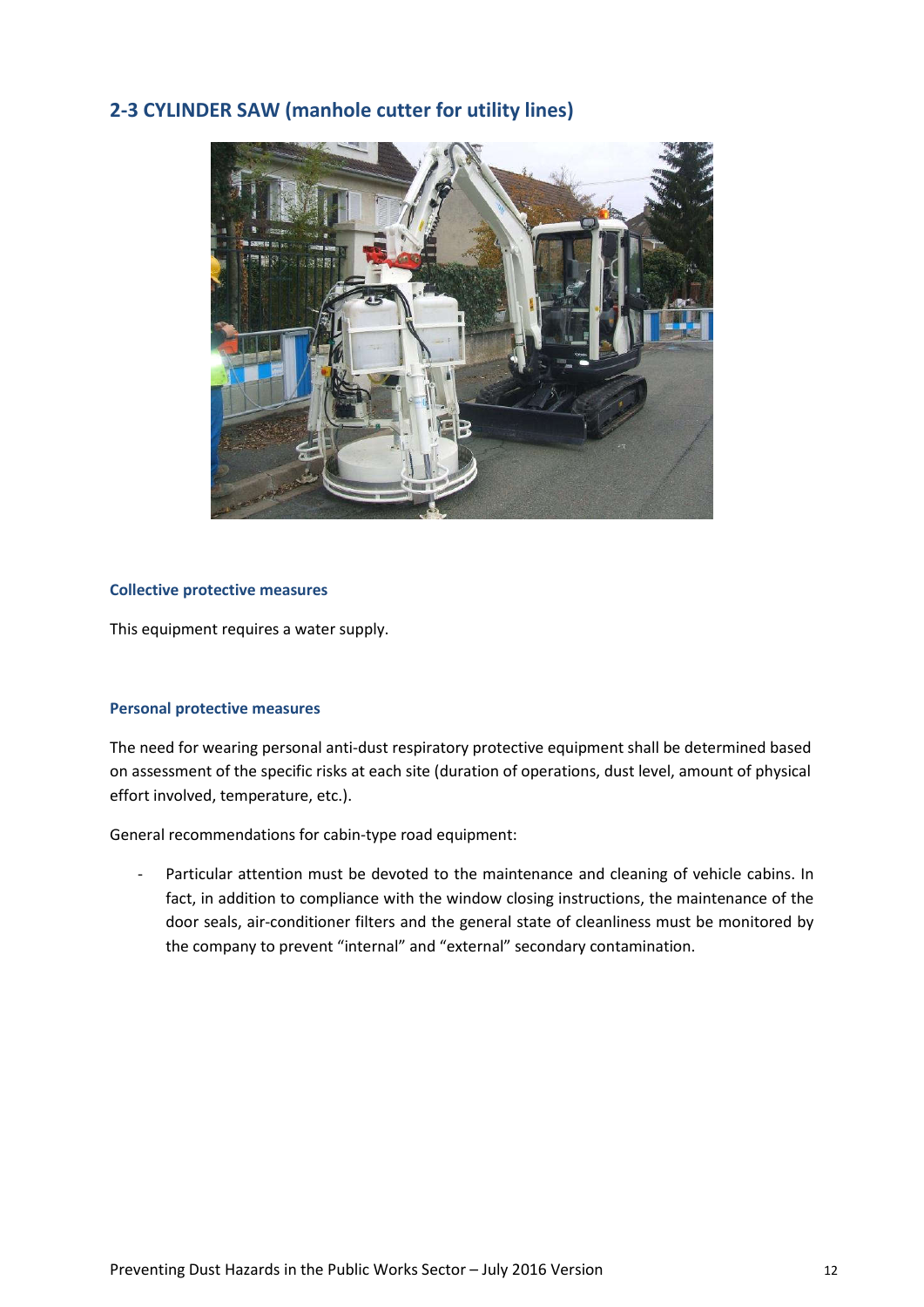## 2-3 CYLINDER SAW (manhole cutter for utility lines)

### Collective protective measures

This equipment requires a water supply.

### Personal protective measures

The need for wearing personal anti-dust respiratory protective equipment shall be determined based on assessment of the specific risks at each site (duration of operations, dust level, amount of physical effort involved, temperature, etc.).

General recommendations for cabin-type road equipment:

- Particular attention must be devoted to the maintenance and cleaning of vehicle cabins. In fact, in addition to compliance with the window closing instructions, the maintenance of the door seals, air-conditioner filters and the general state of cleanliness must be monitored by the company to prevent "internal" and "external" secondary contamination.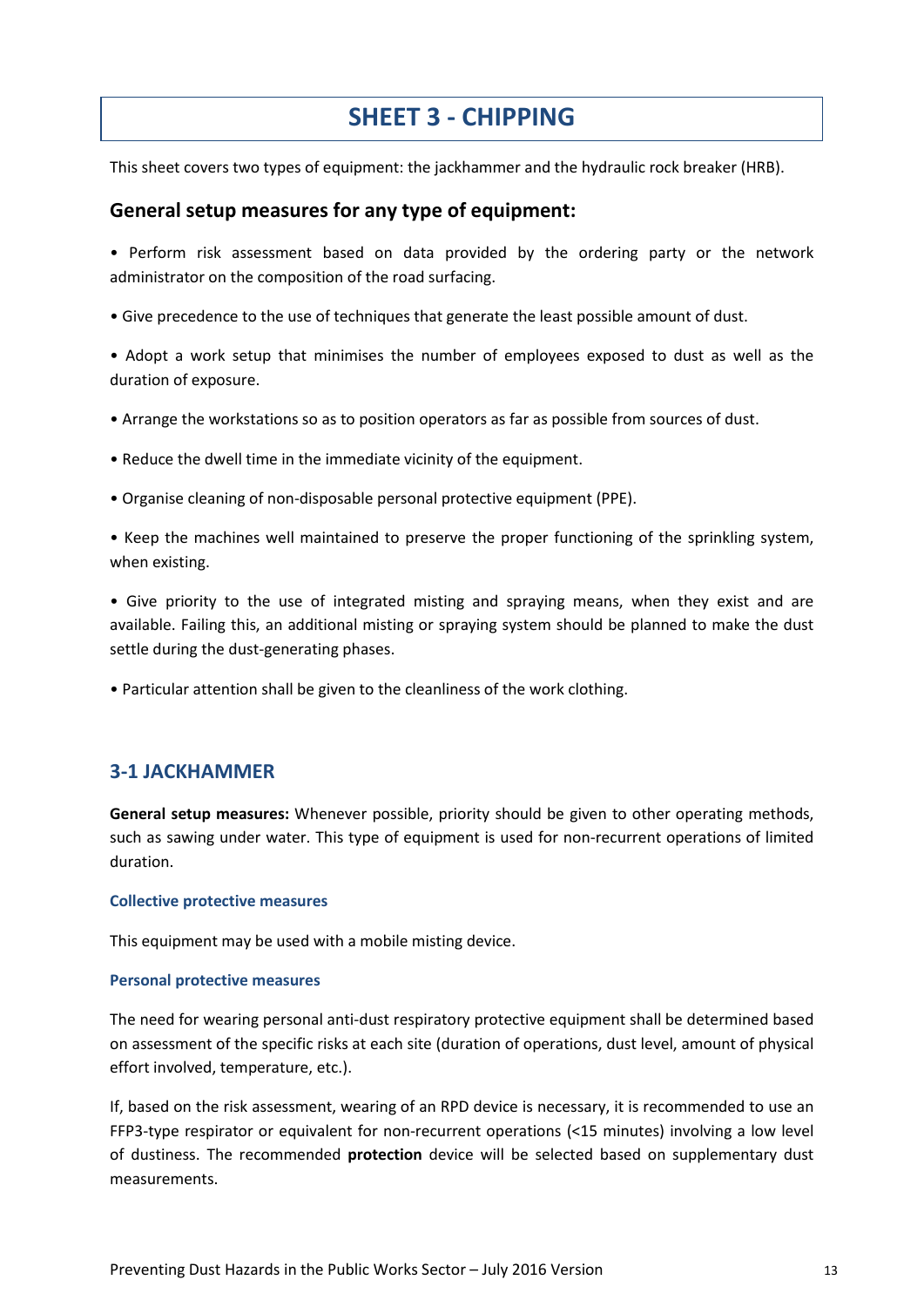# SHEET 3 - CHIPPING

This sheet covers two types of equipment: the jackhammer and the hydraulic rock breaker (HRB).

## General setup measures for any type of equipment:

• Perform risk assessment based on data provided by the ordering party or the network administrator on the composition of the road surfacing.

• Give precedence to the use of techniques that generate the least possible amount of dust.

• Adopt a work setup that minimises the number of employees exposed to dust as well as the duration of exposure.

• Arrange the workstations so as to position operators as far as possible from sources of dust.

• Reduce the dwell time in the immediate vicinity of the equipment.

• Organise cleaning of non-disposable personal protective equipment (PPE).

• Keep the machines well maintained to preserve the proper functioning of the sprinkling system, when existing.

• Give priority to the use of integrated misting and spraying means, when they exist and are available. Failing this, an additional misting or spraying system should be planned to make the dust settle during the dust-generating phases.

• Particular attention shall be given to the cleanliness of the work clothing.

## 3-1 JACKHAMMER

**General setup measures:** Whenever possible, priority should be given to other operating methods, such as sawing under water. This type of equipment is used for non-recurrent operations of limited duration.

### Collective protective measures

This equipment may be used with a mobile misting device.

### Personal protective measures

The need for wearing personal anti-dust respiratory protective equipment shall be determined based on assessment of the specific risks at each site (duration of operations, dust level, amount of physical effort involved, temperature, etc.).

If, based on the risk assessment, wearing of an RPD device is necessary, it is recommended to use an FFP3-type respirator or equivalent for non-recurrent operations (<15 minutes) involving a low level of dustiness. The recommended **protection** device will be selected based on supplementary dust measurements.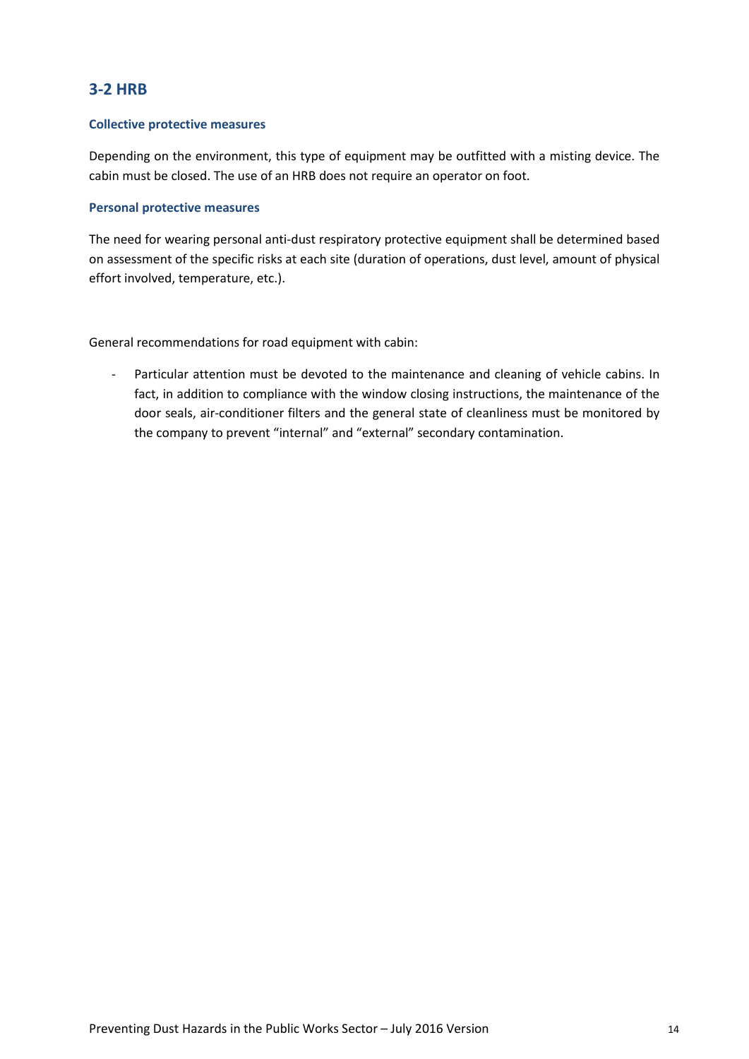## 3-2 HRB

### Collective protective measures

Depending on the environment, this type of equipment may be outfitted with a misting device. The cabin must be closed. The use of an HRB does not require an operator on foot.

### Personal protective measures

The need for wearing personal anti-dust respiratory protective equipment shall be determined based on assessment of the specific risks at each site (duration of operations, dust level, amount of physical effort involved, temperature, etc.).

General recommendations for road equipment with cabin:

- Particular attention must be devoted to the maintenance and cleaning of vehicle cabins. In fact, in addition to compliance with the window closing instructions, the maintenance of the door seals, air-conditioner filters and the general state of cleanliness must be monitored by the company to prevent "internal" and "external" secondary contamination.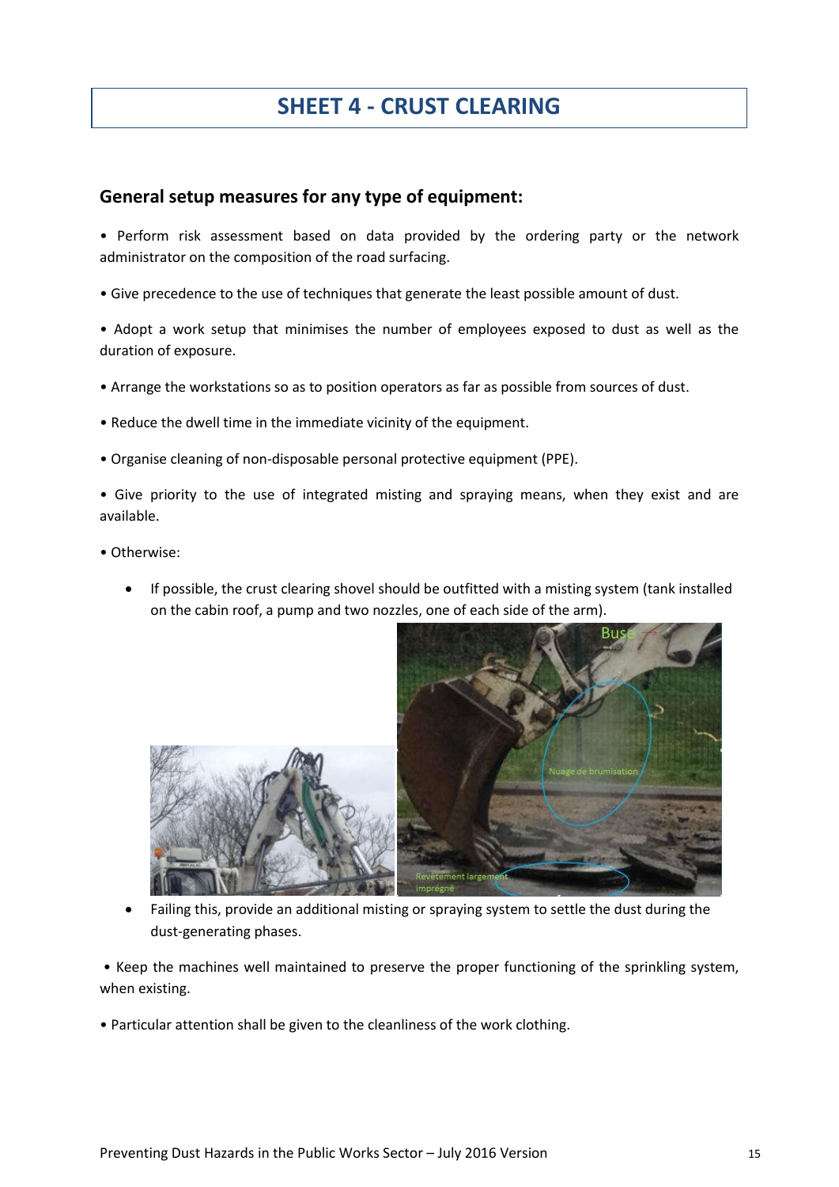# SHEET 4 - CRUST CLEARING

## General setup measures for any type of equipment:

• Perform risk assessment based on data provided by the ordering party or the network administrator on the composition of the road surfacing.

• Give precedence to the use of techniques that generate the least possible amount of dust.

• Adopt a work setup that minimises the number of employees exposed to dust as well as the duration of exposure.

• Arrange the workstations so as to position operators as far as possible from sources of dust.

• Reduce the dwell time in the immediate vicinity of the equipment.

• Organise cleaning of non-disposable personal protective equipment (PPE).

• Give priority to the use of integrated misting and spraying means, when they exist and are available.

• Otherwise:

- If possible, the crust clearing shovel should be outfitted with a misting system (tank installed on the cabin roof, a pump and two nozzles, one of each side of the arm).
- Failing this, provide an additional misting or spraying system to settle the dust during the dust-generating phases.

• Keep the machines well maintained to preserve the proper functioning of the sprinkling system, when existing.

• Particular attention shall be given to the cleanliness of the work clothing.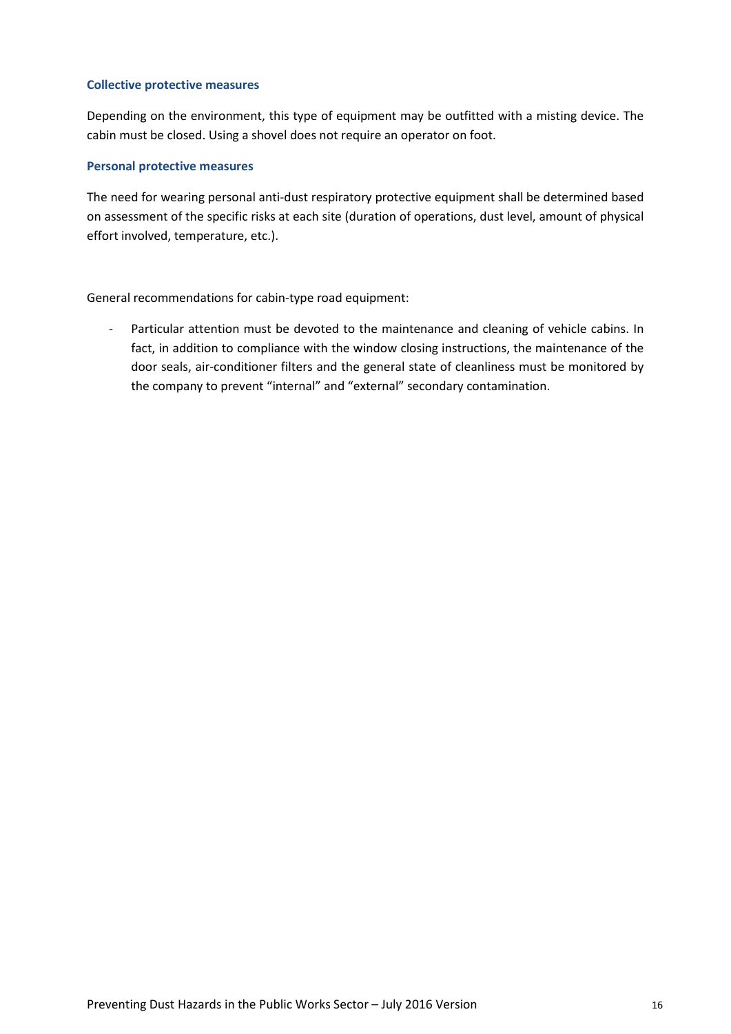#### Collective protective measures

Depending on the environment, this type of equipment may be outfitted with a misting device. The cabin must be closed. Using a shovel does not require an operator on foot.

#### Personal protective measures

The need for wearing personal anti-dust respiratory protective equipment shall be determined based on assessment of the specific risks at each site (duration of operations, dust level, amount of physical effort involved, temperature, etc.).

General recommendations for cabin-type road equipment:

- Particular attention must be devoted to the maintenance and cleaning of vehicle cabins. In fact, in addition to compliance with the window closing instructions, the maintenance of the door seals, air-conditioner filters and the general state of cleanliness must be monitored by the company to prevent "internal" and "external" secondary contamination.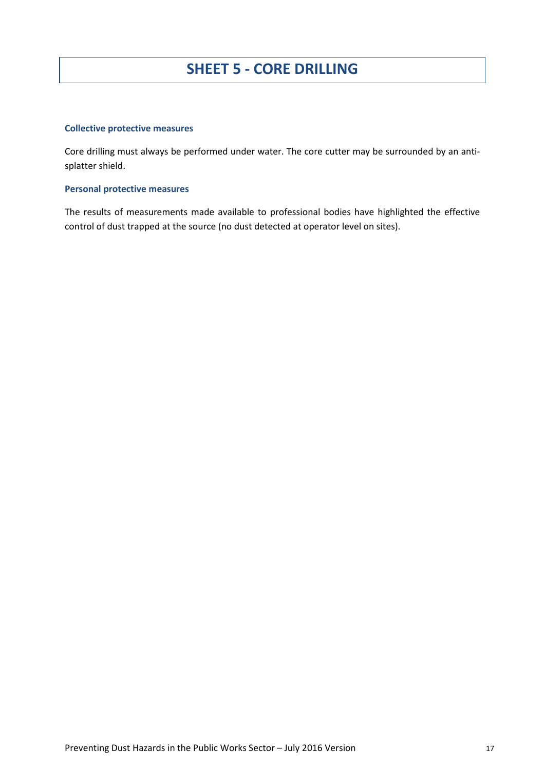# SHEET 5 - CORE DRILLING

### Collective protective measures

Core drilling must always be performed under water. The core cutter may be surrounded by an anti-splatter shield.

### Personal protective measures

The results of measurements made available to professional bodies have highlighted the effective control of dust trapped at the source (no dust detected at operator level on sites).